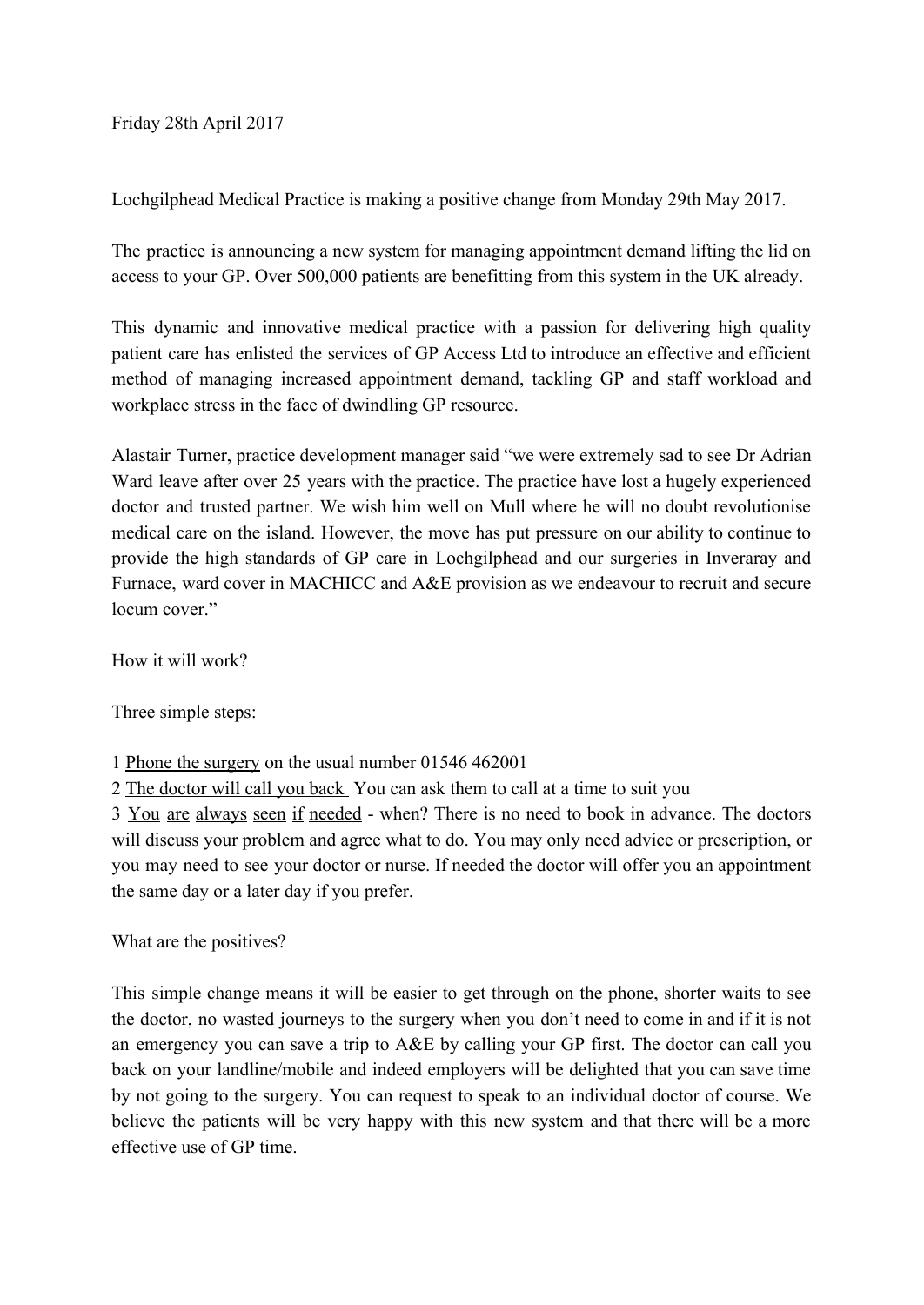Friday 28th April 2017

Lochgilphead Medical Practice is making a positive change from Monday 29th May 2017.

The practice is announcing a new system for managing appointment demand lifting the lid on access to your GP. Over 500,000 patients are benefitting from this system in the UK already.

This dynamic and innovative medical practice with a passion for delivering high quality patient care has enlisted the services of GP Access Ltd to introduce an effective and efficient method of managing increased appointment demand, tackling GP and staff workload and workplace stress in the face of dwindling GP resource.

Alastair Turner, practice development manager said "we were extremely sad to see Dr Adrian Ward leave after over 25 years with the practice. The practice have lost a hugely experienced doctor and trusted partner. We wish him well on Mull where he will no doubt revolutionise medical care on the island. However, the move has put pressure on our ability to continue to provide the high standards of GP care in Lochgilphead and our surgeries in Inveraray and Furnace, ward cover in MACHICC and A&E provision as we endeavour to recruit and secure locum cover."

How it will work?

Three simple steps:

1 <u>Phone the surgery</u> on the usual number 01546 462001
2 <u>The doctor will call you back</u> You can ask them to call at a time to suit you
3 <u>You are always seen if needed</u> - when? There is no need to book in advance. The doctors will discuss your problem and agree what to do. You may only need advice or prescription, or you may need to see your doctor or nurse. If needed the doctor will offer you an appointment the same day or a later day if you prefer.

What are the positives?

This simple change means it will be easier to get through on the phone, shorter waits to see the doctor, no wasted journeys to the surgery when you don't need to come in and if it is not an emergency you can save a trip to A&E by calling your GP first. The doctor can call you back on your landline/mobile and indeed employers will be delighted that you can save time by not going to the surgery. You can request to speak to an individual doctor of course. We believe the patients will be very happy with this new system and that there will be a more effective use of GP time.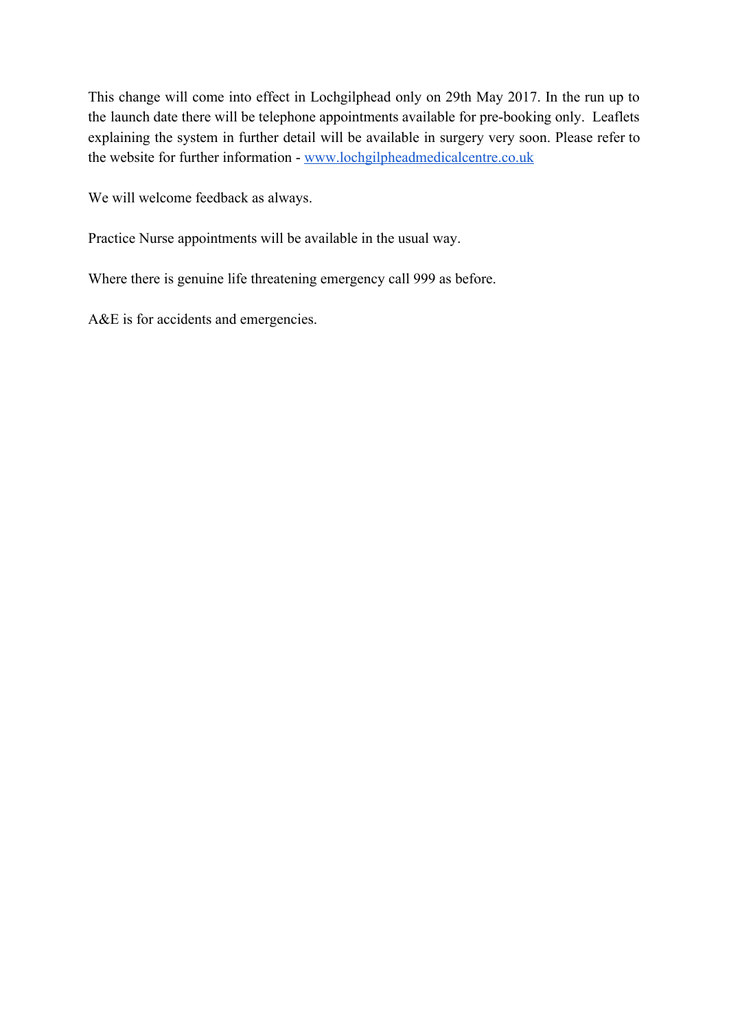This change will come into effect in Lochgilphead only on 29th May 2017. In the run up to the launch date there will be telephone appointments available for pre-booking only. Leaflets explaining the system in further detail will be available in surgery very soon. Please refer to the website for further information - [www.lochgilpheadmedicalcentre.co.uk](http://www.lochgilpheadmedicalcentre.co.uk)

We will welcome feedback as always.

Practice Nurse appointments will be available in the usual way.

Where there is genuine life threatening emergency call 999 as before.

A&E is for accidents and emergencies.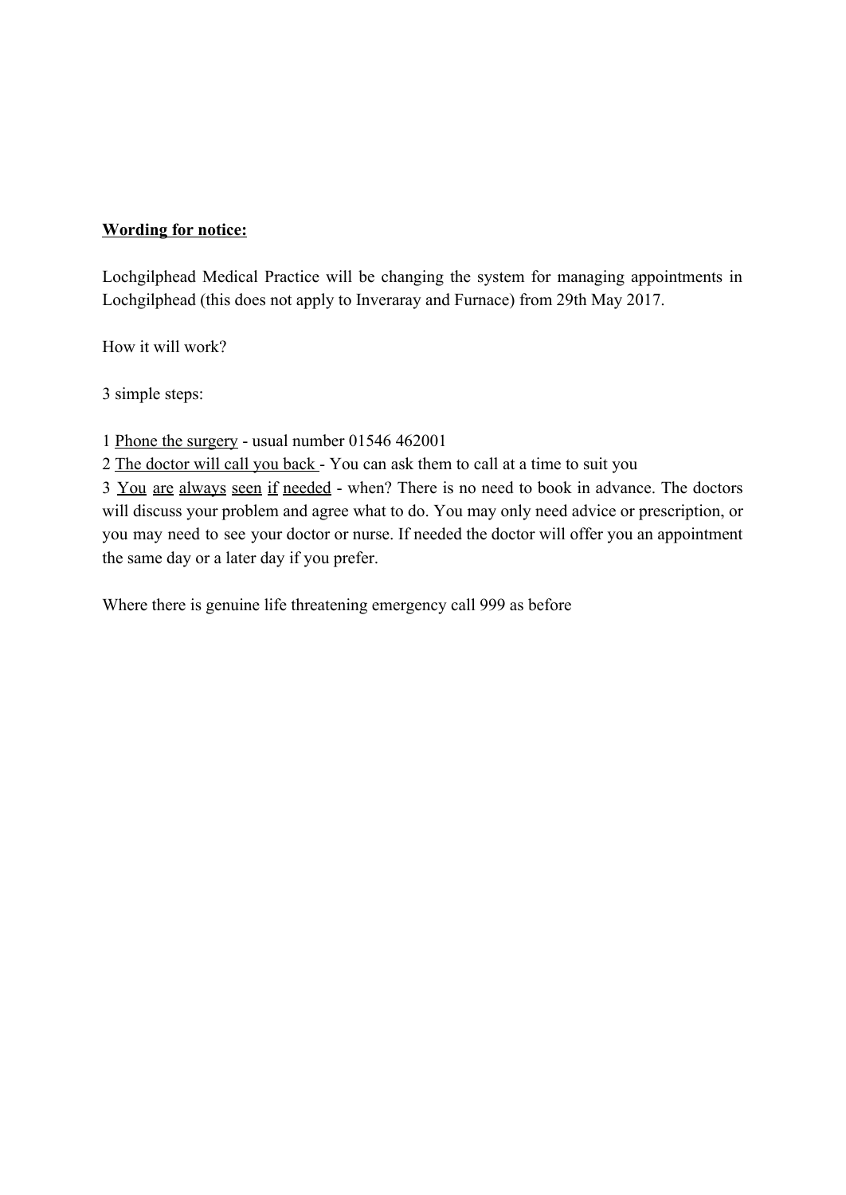**<u>Wording for notice:</u>**

Lochgilphead Medical Practice will be changing the system for managing appointments in Lochgilphead (this does not apply to Inveraray and Furnace) from 29th May 2017.

How it will work?

3 simple steps:

1 <u>Phone the surgery</u> - usual number 01546 462001
2 <u>The doctor will call you back</u> - You can ask them to call at a time to suit you
3 <u>You are always seen if needed</u> - when? There is no need to book in advance. The doctors will discuss your problem and agree what to do. You may only need advice or prescription, or you may need to see your doctor or nurse. If needed the doctor will offer you an appointment the same day or a later day if you prefer.

Where there is genuine life threatening emergency call 999 as before